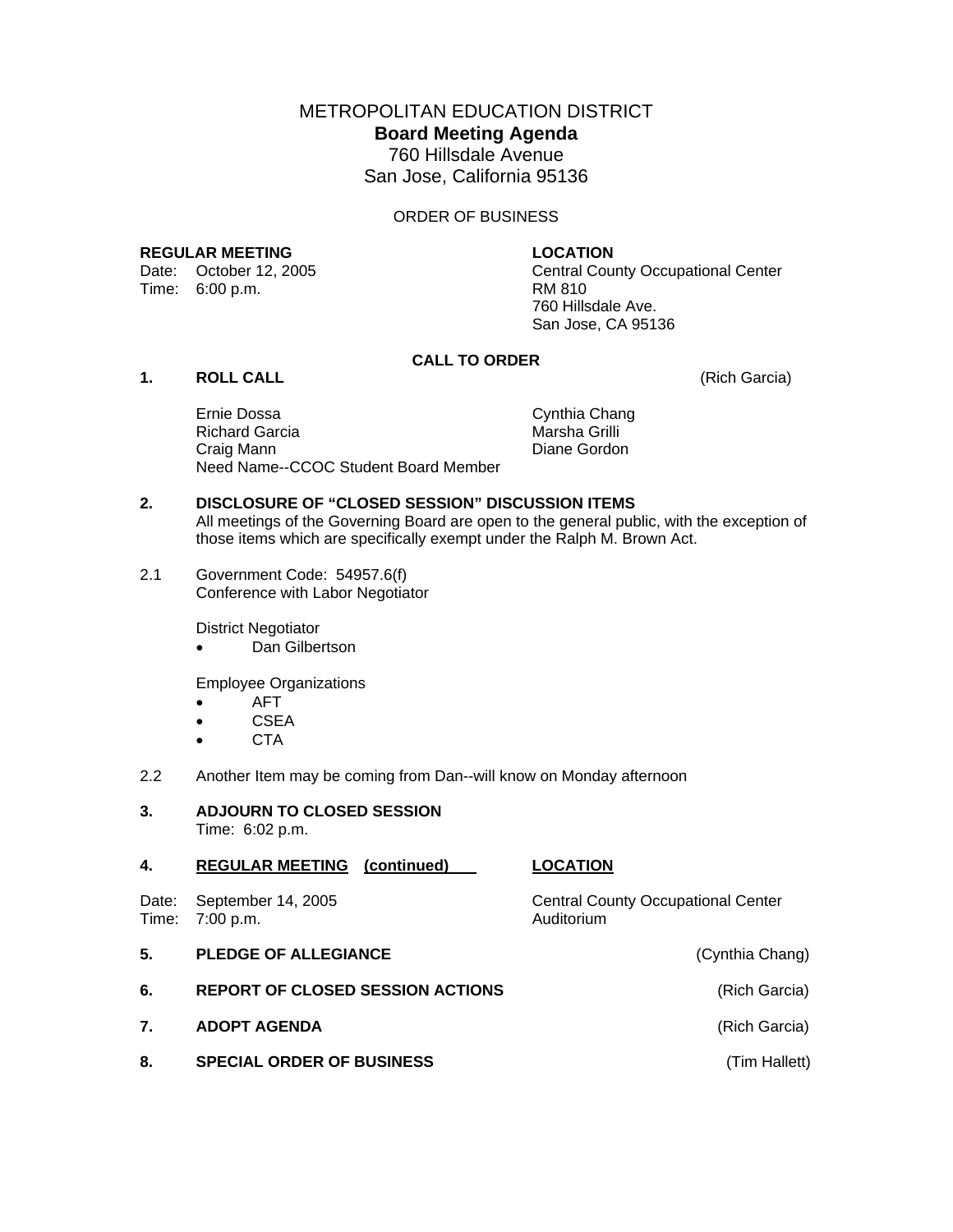# METROPOLITAN EDUCATION DISTRICT

## Board Meeting Agenda

760 Hillsdale Avenue
San Jose, California 95136

ORDER OF BUSINESS

**REGULAR MEETING**
Date: October 12, 2005
Time: 6:00 p.m.

**LOCATION**
Central County Occupational Center
RM 810
760 Hillsdale Ave.
San Jose, CA 95136

**CALL TO ORDER**

**1. ROLL CALL** (Rich Garcia)

Ernie Dossa
Richard Garcia
Craig Mann
Need Name--CCOC Student Board Member
Cynthia Chang
Marsha Grilli
Diane Gordon

**2. DISCLOSURE OF "CLOSED SESSION" DISCUSSION ITEMS**
All meetings of the Governing Board are open to the general public, with the exception of those items which are specifically exempt under the Ralph M. Brown Act.

2.1 Government Code: 54957.6(f)
Conference with Labor Negotiator

District Negotiator

- Dan Gilbertson

Employee Organizations

- AFT
- CSEA
- CTA

2.2 Another Item may be coming from Dan--will know on Monday afternoon

**3. ADJOURN TO CLOSED SESSION**
Time: 6:02 p.m.

**4. <u>REGULAR MEETING (continued)</u>** **<u>LOCATION</u>**

Date: September 14, 2005
Time: 7:00 p.m.

Central County Occupational Center
Auditorium

**5. PLEDGE OF ALLEGIANCE** (Cynthia Chang)

**6. REPORT OF CLOSED SESSION ACTIONS** (Rich Garcia)

**7. ADOPT AGENDA** (Rich Garcia)

**8. SPECIAL ORDER OF BUSINESS** (Tim Hallett)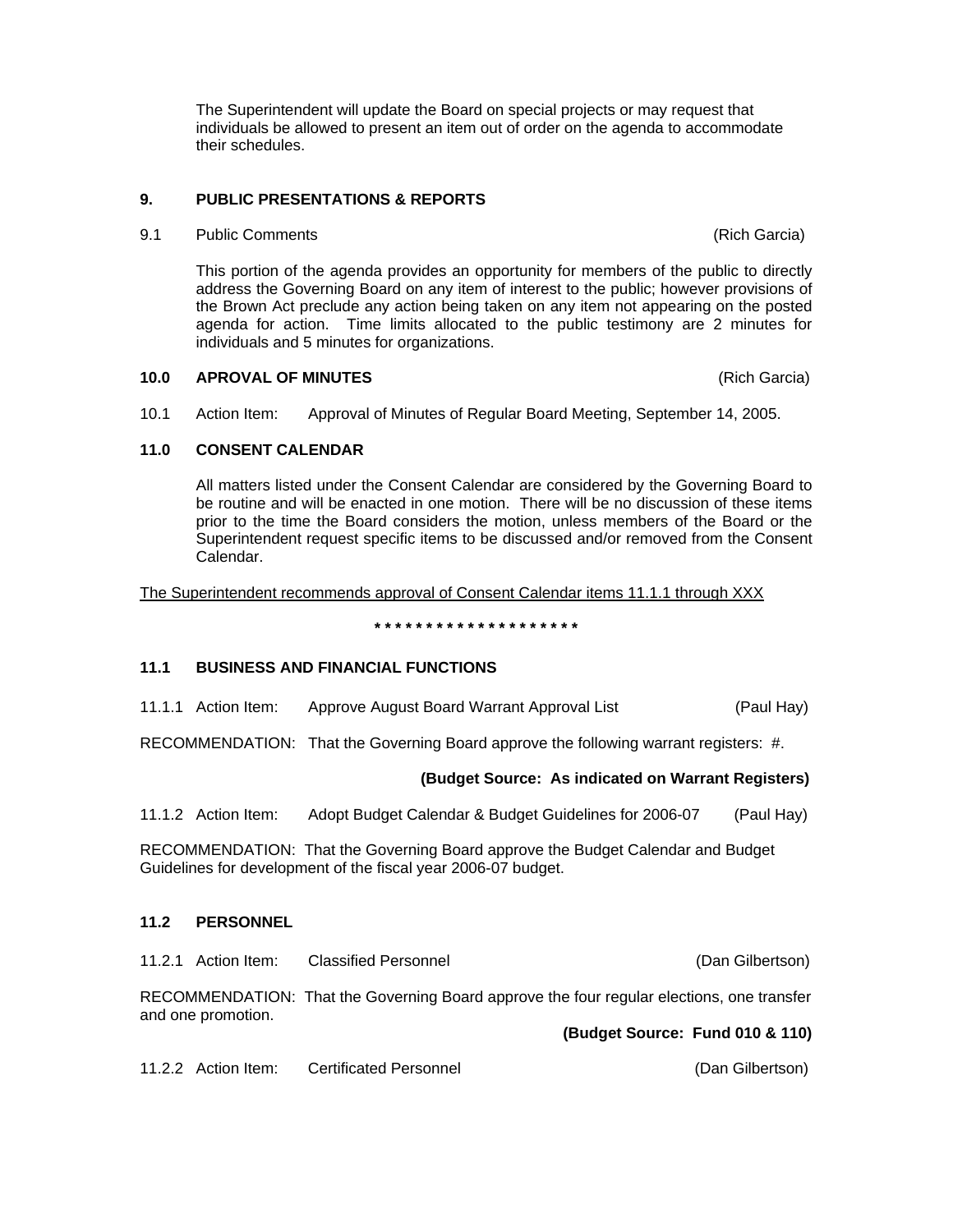The Superintendent will update the Board on special projects or may request that individuals be allowed to present an item out of order on the agenda to accommodate their schedules.

## 9. PUBLIC PRESENTATIONS & REPORTS

9.1 Public Comments (Rich Garcia)

This portion of the agenda provides an opportunity for members of the public to directly address the Governing Board on any item of interest to the public; however provisions of the Brown Act preclude any action being taken on any item not appearing on the posted agenda for action. Time limits allocated to the public testimony are 2 minutes for individuals and 5 minutes for organizations.

## 10.0 APROVAL OF MINUTES (Rich Garcia)

10.1 Action Item: Approval of Minutes of Regular Board Meeting, September 14, 2005.

## 11.0 CONSENT CALENDAR

All matters listed under the Consent Calendar are considered by the Governing Board to be routine and will be enacted in one motion. There will be no discussion of these items prior to the time the Board considers the motion, unless members of the Board or the Superintendent request specific items to be discussed and/or removed from the Consent Calendar.

The Superintendent recommends approval of Consent Calendar items 11.1.1 through XXX

* * * * * * * * * * * * * * * * * * * *

### 11.1 BUSINESS AND FINANCIAL FUNCTIONS

11.1.1 Action Item: Approve August Board Warrant Approval List (Paul Hay)

RECOMMENDATION: That the Governing Board approve the following warrant registers: #.

**(Budget Source: As indicated on Warrant Registers)**

11.1.2 Action Item: Adopt Budget Calendar & Budget Guidelines for 2006-07 (Paul Hay)

RECOMMENDATION: That the Governing Board approve the Budget Calendar and Budget Guidelines for development of the fiscal year 2006-07 budget.

### 11.2 PERSONNEL

11.2.1 Action Item: Classified Personnel (Dan Gilbertson)

RECOMMENDATION: That the Governing Board approve the four regular elections, one transfer and one promotion.

**(Budget Source: Fund 010 & 110)**

11.2.2 Action Item: Certificated Personnel (Dan Gilbertson)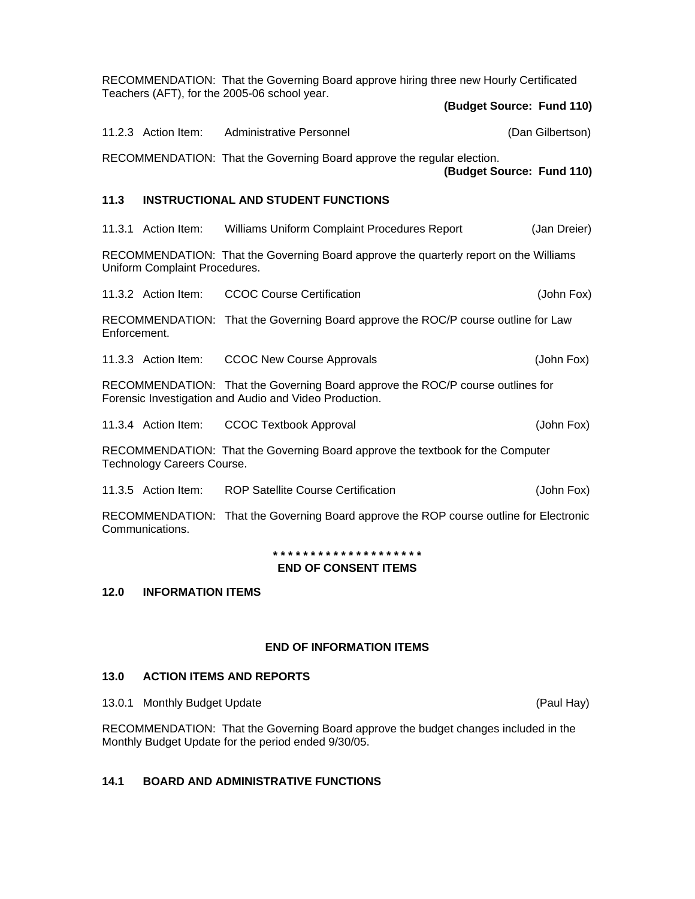RECOMMENDATION: That the Governing Board approve hiring three new Hourly Certificated Teachers (AFT), for the 2005-06 school year.

**(Budget Source: Fund 110)**

11.2.3 Action Item: Administrative Personnel (Dan Gilbertson)

RECOMMENDATION: That the Governing Board approve the regular election.

**(Budget Source: Fund 110)**

### 11.3 INSTRUCTIONAL AND STUDENT FUNCTIONS

11.3.1 Action Item: Williams Uniform Complaint Procedures Report (Jan Dreier)

RECOMMENDATION: That the Governing Board approve the quarterly report on the Williams Uniform Complaint Procedures.

11.3.2 Action Item: CCOC Course Certification (John Fox)

RECOMMENDATION: That the Governing Board approve the ROC/P course outline for Law Enforcement.

11.3.3 Action Item: CCOC New Course Approvals (John Fox)

RECOMMENDATION: That the Governing Board approve the ROC/P course outlines for Forensic Investigation and Audio and Video Production.

11.3.4 Action Item: CCOC Textbook Approval (John Fox)

RECOMMENDATION: That the Governing Board approve the textbook for the Computer Technology Careers Course.

11.3.5 Action Item: ROP Satellite Course Certification (John Fox)

RECOMMENDATION: That the Governing Board approve the ROP course outline for Electronic Communications.

**\* \* \* \* \* \* \* \* \* \* \* \* \* \* \* \* \* \* \* \***

**END OF CONSENT ITEMS**

### 12.0 INFORMATION ITEMS

**END OF INFORMATION ITEMS**

### 13.0 ACTION ITEMS AND REPORTS

13.0.1 Monthly Budget Update (Paul Hay)

RECOMMENDATION: That the Governing Board approve the budget changes included in the Monthly Budget Update for the period ended 9/30/05.

### 14.1 BOARD AND ADMINISTRATIVE FUNCTIONS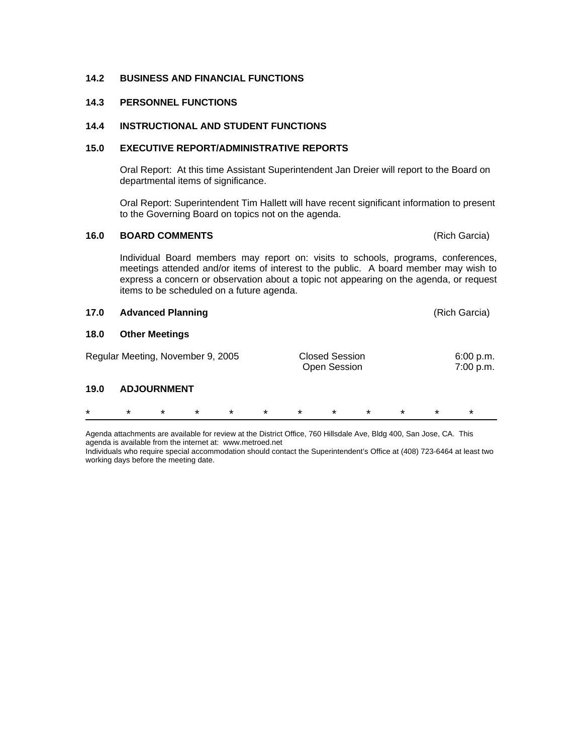**14.2 BUSINESS AND FINANCIAL FUNCTIONS**

**14.3 PERSONNEL FUNCTIONS**

**14.4 INSTRUCTIONAL AND STUDENT FUNCTIONS**

**15.0 EXECUTIVE REPORT/ADMINISTRATIVE REPORTS**

Oral Report: At this time Assistant Superintendent Jan Dreier will report to the Board on departmental items of significance.

Oral Report: Superintendent Tim Hallett will have recent significant information to present to the Governing Board on topics not on the agenda.

**16.0 BOARD COMMENTS** (Rich Garcia)

Individual Board members may report on: visits to schools, programs, conferences, meetings attended and/or items of interest to the public. A board member may wish to express a concern or observation about a topic not appearing on the agenda, or request items to be scheduled on a future agenda.

**17.0 Advanced Planning** (Rich Garcia)

**18.0 Other Meetings**

| | | |
|---|---|---|
| Regular Meeting, November 9, 2005 | Closed Session | 6:00 p.m. |
| | Open Session | 7:00 p.m. |

**19.0 ADJOURNMENT**

\* \* \* \* \* \* \* \* \* \* \* \*

---

Agenda attachments are available for review at the District Office, 760 Hillsdale Ave, Bldg 400, San Jose, CA. This agenda is available from the internet at: www.metroed.net
Individuals who require special accommodation should contact the Superintendent's Office at (408) 723-6464 at least two working days before the meeting date.